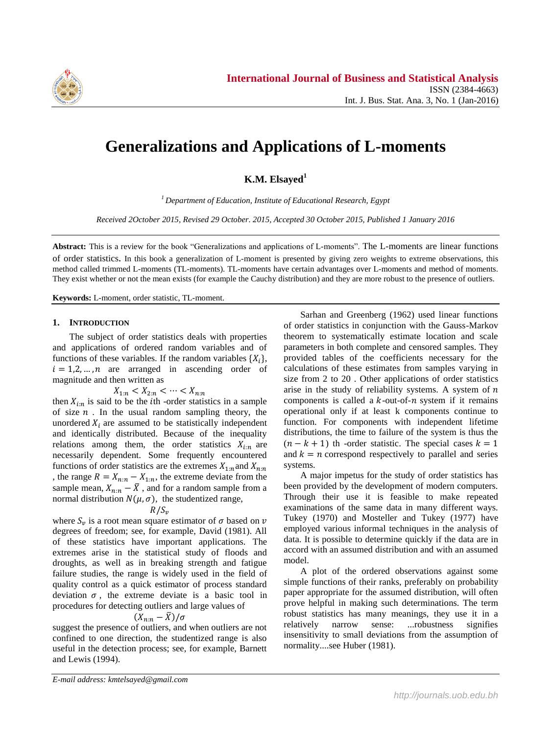# Generalizations and Applications of L-moments

**K.M. Elsayed**[1]

[1] *Department of Education, Institute of Educational Research, Egypt*

*Received 2October 2015, Revised 29 October. 2015, Accepted 30 October 2015, Published 1 January 2016*

**Abstract:** This is a review for the book "Generalizations and applications of L-moments". The L-moments are linear functions of order statistics. In this book a generalization of L-moment is presented by giving zero weights to extreme observations, this method called trimmed L-moments (TL-moments). TL-moments have certain advantages over L-moments and method of moments. They exist whether or not the mean exists (for example the Cauchy distribution) and they are more robust to the presence of outliers.

**Keywords:** L-moment, order statistic, TL-moment.

## 1. Introduction

The subject of order statistics deals with properties and applications of ordered random variables and of functions of these variables. If the random variables $\{X_i\}$, $i = 1,2,\ldots,n$ are arranged in ascending order of magnitude and then written as

$$X_{1:n} < X_{2:n} < \cdots < X_{n:n}$$

then $X_{i:n}$ is said to be the $i$th -order statistics in a sample of size $n$ . In the usual random sampling theory, the unordered $X_i$ are assumed to be statistically independent and identically distributed. Because of the inequality relations among them, the order statistics $X_{i:n}$ are necessarily dependent. Some frequently encountered functions of order statistics are the extremes $X_{1:n}$ and $X_{n:n}$ , the range $R = X_{n:n} - X_{1:n}$, the extreme deviate from the sample mean, $X_{n:n} - \bar{X}$ , and for a random sample from a normal distribution $N(\mu, \sigma)$, the studentized range,

$$R/S_v$$

where $S_v$ is a root mean square estimator of $\sigma$ based on $v$ degrees of freedom; see, for example, David (1981). All of these statistics have important applications. The extremes arise in the statistical study of floods and droughts, as well as in breaking strength and fatigue failure studies, the range is widely used in the field of quality control as a quick estimator of process standard deviation $\sigma$ , the extreme deviate is a basic tool in procedures for detecting outliers and large values of

$$(X_{n:n} - \bar{X})/\sigma$$

suggest the presence of outliers, and when outliers are not confined to one direction, the studentized range is also useful in the detection process; see, for example, Barnett and Lewis (1994).

Sarhan and Greenberg (1962) used linear functions of order statistics in conjunction with the Gauss-Markov theorem to systematically estimate location and scale parameters in both complete and censored samples. They provided tables of the coefficients necessary for the calculations of these estimates from samples varying in size from 2 to 20 . Other applications of order statistics arise in the study of reliability systems. A system of $n$ components is called a $k$-out-of-$n$ system if it remains operational only if at least k components continue to function. For components with independent lifetime distributions, the time to failure of the system is thus the $(n - k + 1)$ th -order statistic. The special cases $k = 1$ and $k = n$ correspond respectively to parallel and series systems.

A major impetus for the study of order statistics has been provided by the development of modern computers. Through their use it is feasible to make repeated examinations of the same data in many different ways. Tukey (1970) and Mosteller and Tukey (1977) have employed various informal techniques in the analysis of data. It is possible to determine quickly if the data are in accord with an assumed distribution and with an assumed model.

A plot of the ordered observations against some simple functions of their ranks, preferably on probability paper appropriate for the assumed distribution, will often prove helpful in making such determinations. The term robust statistics has many meanings, they use it in a relatively narrow sense: ...robustness signifies insensitivity to small deviations from the assumption of normality....see Huber (1981).

*E-mail address: kmtelsayed@gmail.com*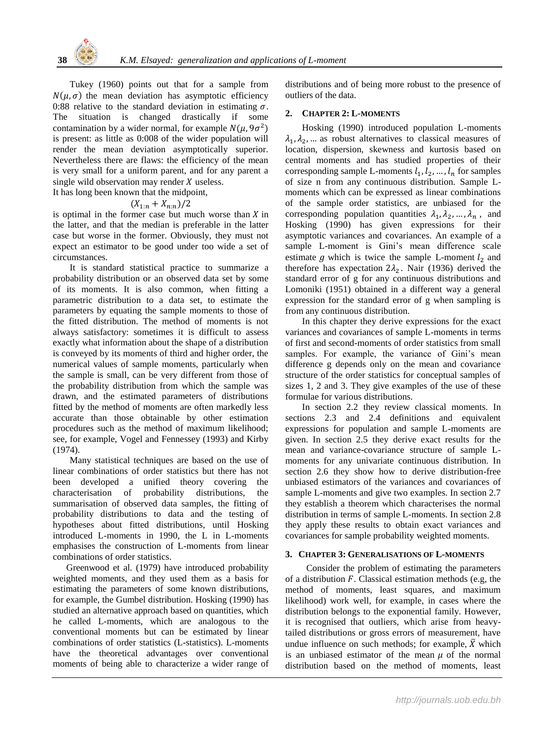Tukey (1960) points out that for a sample from $N(\mu, \sigma)$ the mean deviation has asymptotic efficiency 0:88 relative to the standard deviation in estimating $\sigma$. The situation is changed drastically if some contamination by a wider normal, for example $N(\mu, 9\sigma^2)$ is present: as little as 0:008 of the wider population will render the mean deviation asymptotically superior. Nevertheless there are flaws: the efficiency of the mean is very small for a uniform parent, and for any parent a single wild observation may render $X$ useless.

It has long been known that the midpoint,

$$(X_{1:n} + X_{n:n})/2$$

is optimal in the former case but much worse than $X$ in the latter, and that the median is preferable in the latter case but worse in the former. Obviously, they must not expect an estimator to be good under too wide a set of circumstances.

It is standard statistical practice to summarize a probability distribution or an observed data set by some of its moments. It is also common, when fitting a parametric distribution to a data set, to estimate the parameters by equating the sample moments to those of the fitted distribution. The method of moments is not always satisfactory: sometimes it is difficult to assess exactly what information about the shape of a distribution is conveyed by its moments of third and higher order, the numerical values of sample moments, particularly when the sample is small, can be very different from those of the probability distribution from which the sample was drawn, and the estimated parameters of distributions fitted by the method of moments are often markedly less accurate than those obtainable by other estimation procedures such as the method of maximum likelihood; see, for example, Vogel and Fennessey (1993) and Kirby (1974).

Many statistical techniques are based on the use of linear combinations of order statistics but there has not been developed a unified theory covering the characterisation of probability distributions, the summarisation of observed data samples, the fitting of probability distributions to data and the testing of hypotheses about fitted distributions, until Hosking introduced L-moments in 1990, the L in L-moments emphasises the construction of L-moments from linear combinations of order statistics.

Greenwood et al. (1979) have introduced probability weighted moments, and they used them as a basis for estimating the parameters of some known distributions, for example, the Gumbel distribution. Hosking (1990) has studied an alternative approach based on quantities, which he called L-moments, which are analogous to the conventional moments but can be estimated by linear combinations of order statistics (L-statistics). L-moments have the theoretical advantages over conventional moments of being able to characterize a wider range of distributions and of being more robust to the presence of outliers of the data.

## 2. CHAPTER 2: L-MOMENTS

Hosking (1990) introduced population L-moments $\lambda_1, \lambda_2, \ldots$ as robust alternatives to classical measures of location, dispersion, skewness and kurtosis based on central moments and has studied properties of their corresponding sample L-moments $l_1, l_2, \ldots, l_n$ for samples of size n from any continuous distribution. Sample L-moments which can be expressed as linear combinations of the sample order statistics, are unbiased for the corresponding population quantities $\lambda_1, \lambda_2, \ldots, \lambda_n$, and Hosking (1990) has given expressions for their asymptotic variances and covariances. An example of a sample L-moment is Gini's mean difference scale estimate $g$ which is twice the sample L-moment $l_2$ and therefore has expectation $2\lambda_2$. Nair (1936) derived the standard error of g for any continuous distributions and Lomoniki (1951) obtained in a different way a general expression for the standard error of g when sampling is from any continuous distribution.

In this chapter they derive expressions for the exact variances and covariances of sample L-moments in terms of first and second-moments of order statistics from small samples. For example, the variance of Gini's mean difference g depends only on the mean and covariance structure of the order statistics for conceptual samples of sizes 1, 2 and 3. They give examples of the use of these formulae for various distributions.

In section 2.2 they review classical moments. In sections 2.3 and 2.4 definitions and equivalent expressions for population and sample L-moments are given. In section 2.5 they derive exact results for the mean and variance-covariance structure of sample L-moments for any univariate continuous distribution. In section 2.6 they show how to derive distribution-free unbiased estimators of the variances and covariances of sample L-moments and give two examples. In section 2.7 they establish a theorem which characterises the normal distribution in terms of sample L-moments. In section 2.8 they apply these results to obtain exact variances and covariances for sample probability weighted moments.

## 3. CHAPTER 3: GENERALISATIONS OF L-MOMENTS

Consider the problem of estimating the parameters of a distribution $F$. Classical estimation methods (e.g, the method of moments, least squares, and maximum likelihood) work well, for example, in cases where the distribution belongs to the exponential family. However, it is recognised that outliers, which arise from heavy-tailed distributions or gross errors of measurement, have undue influence on such methods; for example, $\bar{X}$ which is an unbiased estimator of the mean $\mu$ of the normal distribution based on the method of moments, least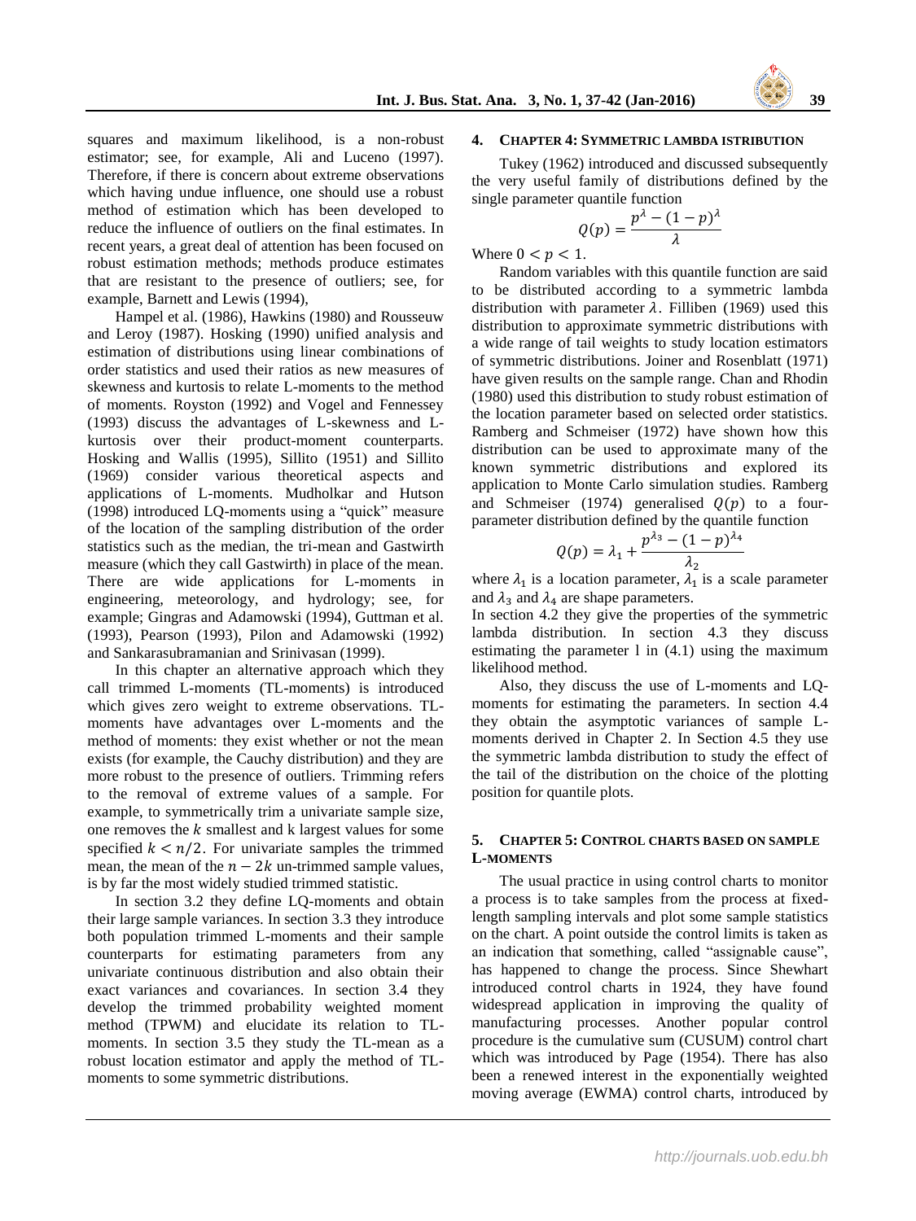squares and maximum likelihood, is a non-robust estimator; see, for example, Ali and Luceno (1997). Therefore, if there is concern about extreme observations which having undue influence, one should use a robust method of estimation which has been developed to reduce the influence of outliers on the final estimates. In recent years, a great deal of attention has been focused on robust estimation methods; methods produce estimates that are resistant to the presence of outliers; see, for example, Barnett and Lewis (1994),

Hampel et al. (1986), Hawkins (1980) and Rousseuw and Leroy (1987). Hosking (1990) unified analysis and estimation of distributions using linear combinations of order statistics and used their ratios as new measures of skewness and kurtosis to relate L-moments to the method of moments. Royston (1992) and Vogel and Fennessey (1993) discuss the advantages of L-skewness and L-kurtosis over their product-moment counterparts. Hosking and Wallis (1995), Sillito (1951) and Sillito (1969) consider various theoretical aspects and applications of L-moments. Mudholkar and Hutson (1998) introduced LQ-moments using a "quick" measure of the location of the sampling distribution of the order statistics such as the median, the tri-mean and Gastwirth measure (which they call Gastwirth) in place of the mean. There are wide applications for L-moments in engineering, meteorology, and hydrology; see, for example; Gingras and Adamowski (1994), Guttman et al. (1993), Pearson (1993), Pilon and Adamowski (1992) and Sankarasubramanian and Srinivasan (1999).

In this chapter an alternative approach which they call trimmed L-moments (TL-moments) is introduced which gives zero weight to extreme observations. TL-moments have advantages over L-moments and the method of moments: they exist whether or not the mean exists (for example, the Cauchy distribution) and they are more robust to the presence of outliers. Trimming refers to the removal of extreme values of a sample. For example, to symmetrically trim a univariate sample size, one removes the $k$ smallest and k largest values for some specified $k < n/2$. For univariate samples the trimmed mean, the mean of the $n - 2k$ un-trimmed sample values, is by far the most widely studied trimmed statistic.

In section 3.2 they define LQ-moments and obtain their large sample variances. In section 3.3 they introduce both population trimmed L-moments and their sample counterparts for estimating parameters from any univariate continuous distribution and also obtain their exact variances and covariances. In section 3.4 they develop the trimmed probability weighted moment method (TPWM) and elucidate its relation to TL-moments. In section 3.5 they study the TL-mean as a robust location estimator and apply the method of TL-moments to some symmetric distributions.

## 4. CHAPTER 4: SYMMETRIC LAMBDA ISTRIBUTION

Tukey (1962) introduced and discussed subsequently the very useful family of distributions defined by the single parameter quantile function

$$Q(p) = \frac{p^{\lambda} - (1-p)^{\lambda}}{\lambda}$$

Where $0 < p < 1$.

Random variables with this quantile function are said to be distributed according to a symmetric lambda distribution with parameter $\lambda$. Filliben (1969) used this distribution to approximate symmetric distributions with a wide range of tail weights to study location estimators of symmetric distributions. Joiner and Rosenblatt (1971) have given results on the sample range. Chan and Rhodin (1980) used this distribution to study robust estimation of the location parameter based on selected order statistics. Ramberg and Schmeiser (1972) have shown how this distribution can be used to approximate many of the known symmetric distributions and explored its application to Monte Carlo simulation studies. Ramberg and Schmeiser (1974) generalised $Q(p)$ to a four-parameter distribution defined by the quantile function

$$Q(p) = \lambda_1 + \frac{p^{\lambda_3} - (1-p)^{\lambda_4}}{\lambda_2}$$

where $\lambda_1$ is a location parameter, $\lambda_1$ is a scale parameter and $\lambda_3$ and $\lambda_4$ are shape parameters.

In section 4.2 they give the properties of the symmetric lambda distribution. In section 4.3 they discuss estimating the parameter l in (4.1) using the maximum likelihood method.

Also, they discuss the use of L-moments and LQ-moments for estimating the parameters. In section 4.4 they obtain the asymptotic variances of sample L-moments derived in Chapter 2. In Section 4.5 they use the symmetric lambda distribution to study the effect of the tail of the distribution on the choice of the plotting position for quantile plots.

## 5. CHAPTER 5: CONTROL CHARTS BASED ON SAMPLE L-MOMENTS

The usual practice in using control charts to monitor a process is to take samples from the process at fixed-length sampling intervals and plot some sample statistics on the chart. A point outside the control limits is taken as an indication that something, called "assignable cause", has happened to change the process. Since Shewhart introduced control charts in 1924, they have found widespread application in improving the quality of manufacturing processes. Another popular control procedure is the cumulative sum (CUSUM) control chart which was introduced by Page (1954). There has also been a renewed interest in the exponentially weighted moving average (EWMA) control charts, introduced by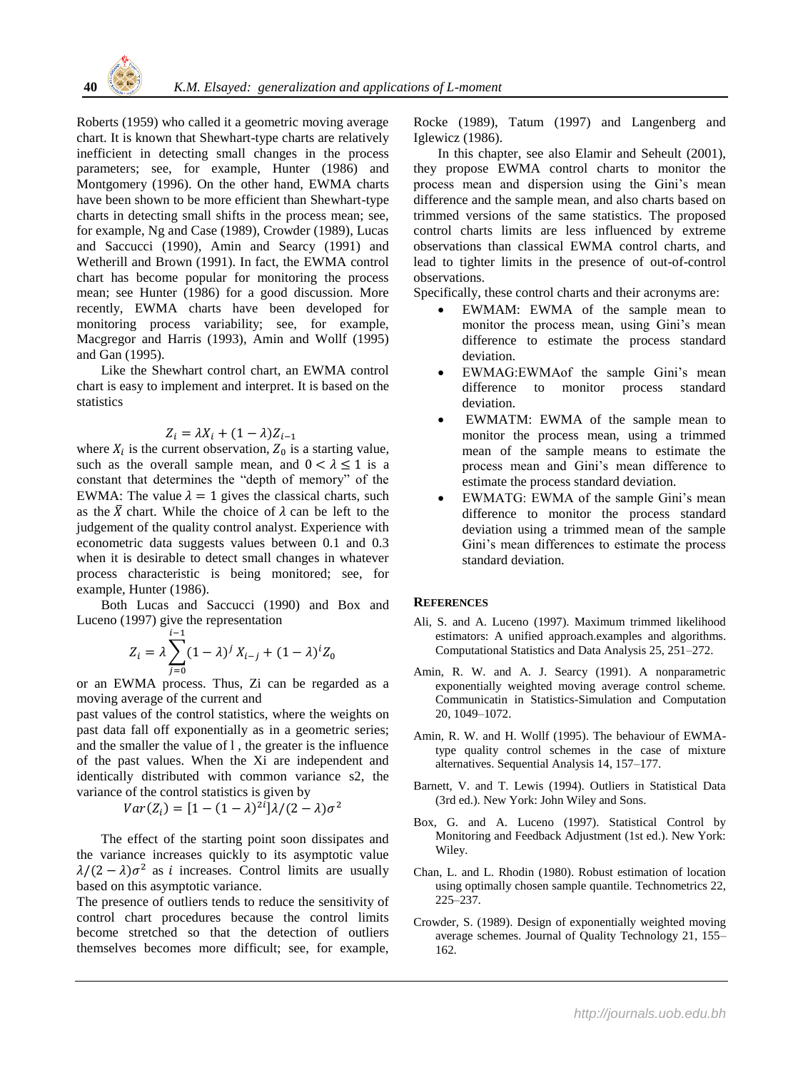Roberts (1959) who called it a geometric moving average chart. It is known that Shewhart-type charts are relatively inefficient in detecting small changes in the process parameters; see, for example, Hunter (1986) and Montgomery (1996). On the other hand, EWMA charts have been shown to be more efficient than Shewhart-type charts in detecting small shifts in the process mean; see, for example, Ng and Case (1989), Crowder (1989), Lucas and Saccucci (1990), Amin and Searcy (1991) and Wetherill and Brown (1991). In fact, the EWMA control chart has become popular for monitoring the process mean; see Hunter (1986) for a good discussion. More recently, EWMA charts have been developed for monitoring process variability; see, for example, Macgregor and Harris (1993), Amin and Wolff (1995) and Gan (1995).

Like the Shewhart control chart, an EWMA control chart is easy to implement and interpret. It is based on the statistics

$$Z_i = \lambda X_i + (1-\lambda)Z_{i-1}$$

where $X_i$ is the current observation, $Z_0$ is a starting value, such as the overall sample mean, and $0 < \lambda \leq 1$ is a constant that determines the "depth of memory" of the EWMA: The value $\lambda = 1$ gives the classical charts, such as the $\bar{X}$ chart. While the choice of $\lambda$ can be left to the judgement of the quality control analyst. Experience with econometric data suggests values between 0.1 and 0.3 when it is desirable to detect small changes in whatever process characteristic is being monitored; see, for example, Hunter (1986).

Both Lucas and Saccucci (1990) and Box and Luceno (1997) give the representation

$$Z_i = \lambda \sum_{j=0}^{i-1} (1-\lambda)^j X_{i-j} + (1-\lambda)^i Z_0$$

or an EWMA process. Thus, Zi can be regarded as a moving average of the current and past values of the control statistics, where the weights on past data fall off exponentially as in a geometric series; and the smaller the value of l , the greater is the influence of the past values. When the Xi are independent and identically distributed with common variance s2, the variance of the control statistics is given by

$$Var(Z_i) = [1-(1-\lambda)^{2i}]\lambda/(2-\lambda)\sigma^2$$

The effect of the starting point soon dissipates and the variance increases quickly to its asymptotic value $\lambda/(2-\lambda)\sigma^2$ as $i$ increases. Control limits are usually based on this asymptotic variance.

The presence of outliers tends to reduce the sensitivity of control chart procedures because the control limits become stretched so that the detection of outliers themselves becomes more difficult; see, for example, Rocke (1989), Tatum (1997) and Langenberg and Iglewicz (1986).

In this chapter, see also Elamir and Seheult (2001), they propose EWMA control charts to monitor the process mean and dispersion using the Gini's mean difference and the sample mean, and also charts based on trimmed versions of the same statistics. The proposed control charts limits are less influenced by extreme observations than classical EWMA control charts, and lead to tighter limits in the presence of out-of-control observations.

Specifically, these control charts and their acronyms are:

- EWMAM: EWMA of the sample mean to monitor the process mean, using Gini's mean difference to estimate the process standard deviation.
- EWMAG:EWMAof the sample Gini's mean difference to monitor process standard deviation.
- EWMATM: EWMA of the sample mean to monitor the process mean, using a trimmed mean of the sample means to estimate the process mean and Gini's mean difference to estimate the process standard deviation.
- EWMATG: EWMA of the sample Gini's mean difference to monitor the process standard deviation using a trimmed mean of the sample Gini's mean differences to estimate the process standard deviation.

## References

Ali, S. and A. Luceno (1997). Maximum trimmed likelihood estimators: A unified approach.examples and algorithms. Computational Statistics and Data Analysis 25, 251–272.

Amin, R. W. and A. J. Searcy (1991). A nonparametric exponentially weighted moving average control scheme. Communicatin in Statistics-Simulation and Computation 20, 1049–1072.

Amin, R. W. and H. Wolff (1995). The behaviour of EWMA-type quality control schemes in the case of mixture alternatives. Sequential Analysis 14, 157–177.

Barnett, V. and T. Lewis (1994). Outliers in Statistical Data (3rd ed.). New York: John Wiley and Sons.

Box, G. and A. Luceno (1997). Statistical Control by Monitoring and Feedback Adjustment (1st ed.). New York: Wiley.

Chan, L. and L. Rhodin (1980). Robust estimation of location using optimally chosen sample quantile. Technometrics 22, 225–237.

Crowder, S. (1989). Design of exponentially weighted moving average schemes. Journal of Quality Technology 21, 155–162.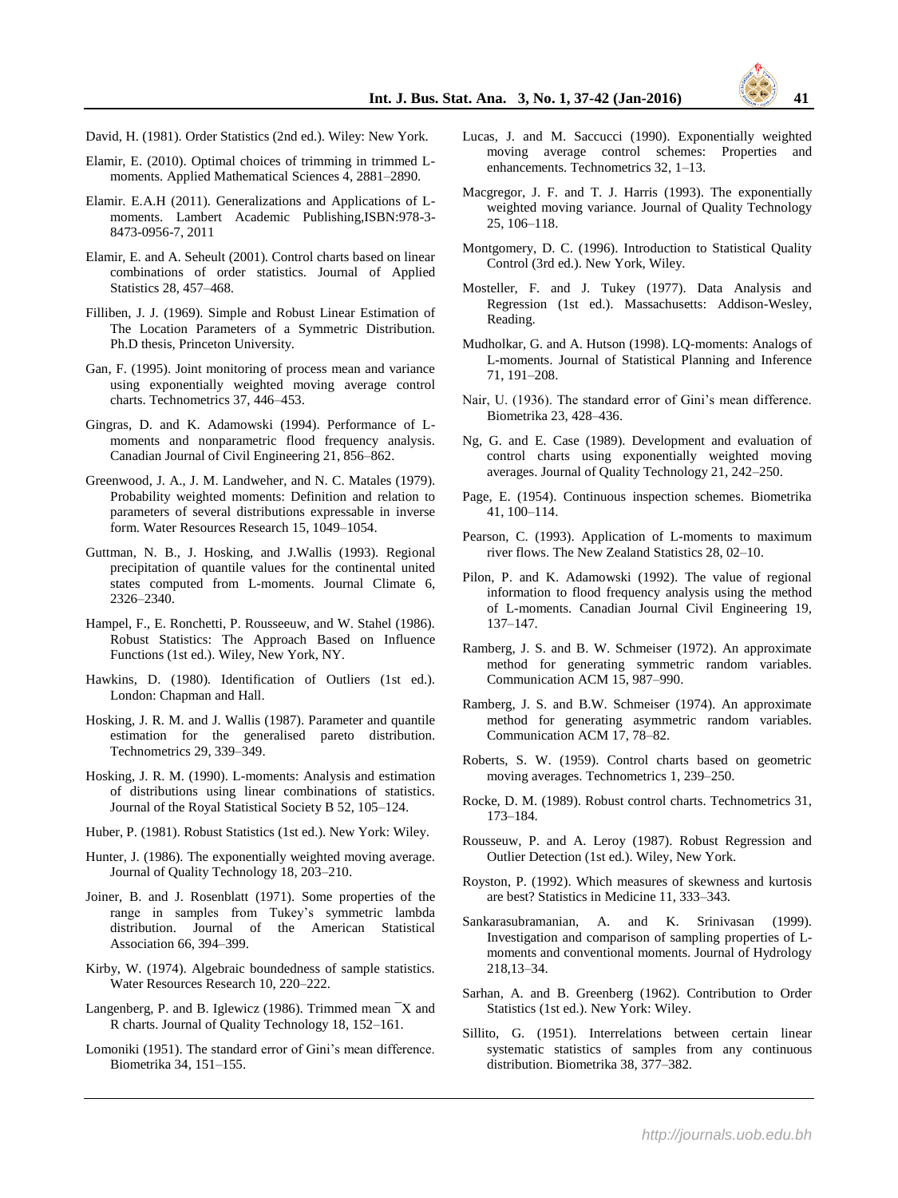David, H. (1981). Order Statistics (2nd ed.). Wiley: New York.

Elamir, E. (2010). Optimal choices of trimming in trimmed L-moments. Applied Mathematical Sciences 4, 2881–2890.

Elamir. E.A.H (2011). Generalizations and Applications of L-moments. Lambert Academic Publishing,ISBN:978-3-8473-0956-7, 2011

Elamir, E. and A. Seheult (2001). Control charts based on linear combinations of order statistics. Journal of Applied Statistics 28, 457–468.

Filliben, J. J. (1969). Simple and Robust Linear Estimation of The Location Parameters of a Symmetric Distribution. Ph.D thesis, Princeton University.

Gan, F. (1995). Joint monitoring of process mean and variance using exponentially weighted moving average control charts. Technometrics 37, 446–453.

Gingras, D. and K. Adamowski (1994). Performance of L-moments and nonparametric flood frequency analysis. Canadian Journal of Civil Engineering 21, 856–862.

Greenwood, J. A., J. M. Landweher, and N. C. Matales (1979). Probability weighted moments: Definition and relation to parameters of several distributions expressable in inverse form. Water Resources Research 15, 1049–1054.

Guttman, N. B., J. Hosking, and J.Wallis (1993). Regional precipitation of quantile values for the continental united states computed from L-moments. Journal Climate 6, 2326–2340.

Hampel, F., E. Ronchetti, P. Rousseeuw, and W. Stahel (1986). Robust Statistics: The Approach Based on Influence Functions (1st ed.). Wiley, New York, NY.

Hawkins, D. (1980). Identification of Outliers (1st ed.). London: Chapman and Hall.

Hosking, J. R. M. and J. Wallis (1987). Parameter and quantile estimation for the generalised pareto distribution. Technometrics 29, 339–349.

Hosking, J. R. M. (1990). L-moments: Analysis and estimation of distributions using linear combinations of statistics. Journal of the Royal Statistical Society B 52, 105–124.

Huber, P. (1981). Robust Statistics (1st ed.). New York: Wiley.

Hunter, J. (1986). The exponentially weighted moving average. Journal of Quality Technology 18, 203–210.

Joiner, B. and J. Rosenblatt (1971). Some properties of the range in samples from Tukey's symmetric lambda distribution. Journal of the American Statistical Association 66, 394–399.

Kirby, W. (1974). Algebraic boundedness of sample statistics. Water Resources Research 10, 220–222.

Langenberg, P. and B. Iglewicz (1986). Trimmed mean $\bar{X}$ and R charts. Journal of Quality Technology 18, 152–161.

Lomoniki (1951). The standard error of Gini's mean difference. Biometrika 34, 151–155.

Lucas, J. and M. Saccucci (1990). Exponentially weighted moving average control schemes: Properties and enhancements. Technometrics 32, 1–13.

Macgregor, J. F. and T. J. Harris (1993). The exponentially weighted moving variance. Journal of Quality Technology 25, 106–118.

Montgomery, D. C. (1996). Introduction to Statistical Quality Control (3rd ed.). New York, Wiley.

Mosteller, F. and J. Tukey (1977). Data Analysis and Regression (1st ed.). Massachusetts: Addison-Wesley, Reading.

Mudholkar, G. and A. Hutson (1998). LQ-moments: Analogs of L-moments. Journal of Statistical Planning and Inference 71, 191–208.

Nair, U. (1936). The standard error of Gini's mean difference. Biometrika 23, 428–436.

Ng, G. and E. Case (1989). Development and evaluation of control charts using exponentially weighted moving averages. Journal of Quality Technology 21, 242–250.

Page, E. (1954). Continuous inspection schemes. Biometrika 41, 100–114.

Pearson, C. (1993). Application of L-moments to maximum river flows. The New Zealand Statistics 28, 02–10.

Pilon, P. and K. Adamowski (1992). The value of regional information to flood frequency analysis using the method of L-moments. Canadian Journal Civil Engineering 19, 137–147.

Ramberg, J. S. and B. W. Schmeiser (1972). An approximate method for generating symmetric random variables. Communication ACM 15, 987–990.

Ramberg, J. S. and B.W. Schmeiser (1974). An approximate method for generating asymmetric random variables. Communication ACM 17, 78–82.

Roberts, S. W. (1959). Control charts based on geometric moving averages. Technometrics 1, 239–250.

Rocke, D. M. (1989). Robust control charts. Technometrics 31, 173–184.

Rousseuw, P. and A. Leroy (1987). Robust Regression and Outlier Detection (1st ed.). Wiley, New York.

Royston, P. (1992). Which measures of skewness and kurtosis are best? Statistics in Medicine 11, 333–343.

Sankarasubramanian, A. and K. Srinivasan (1999). Investigation and comparison of sampling properties of L-moments and conventional moments. Journal of Hydrology 218,13–34.

Sarhan, A. and B. Greenberg (1962). Contribution to Order Statistics (1st ed.). New York: Wiley.

Sillito, G. (1951). Interrelations between certain linear systematic statistics of samples from any continuous distribution. Biometrika 38, 377–382.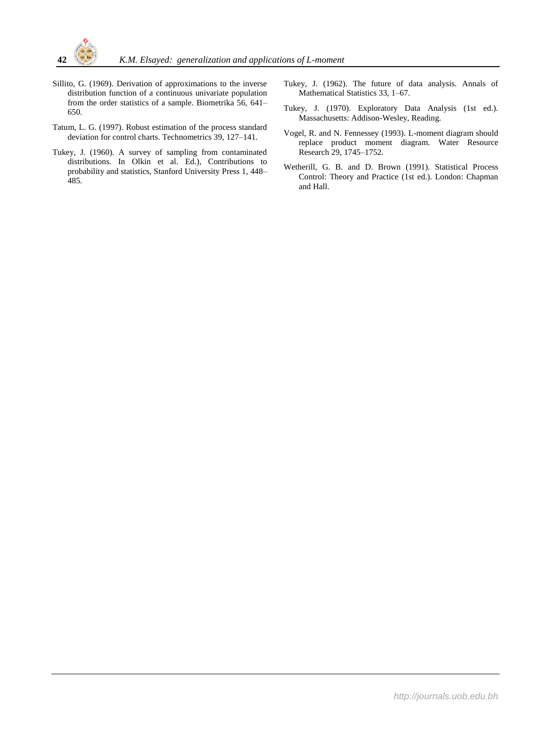Sillito, G. (1969). Derivation of approximations to the inverse distribution function of a continuous univariate population from the order statistics of a sample. Biometrika 56, 641–650.

Tatum, L. G. (1997). Robust estimation of the process standard deviation for control charts. Technometrics 39, 127–141.

Tukey, J. (1960). A survey of sampling from contaminated distributions. In Olkin et al. Ed.), Contributions to probability and statistics, Stanford University Press 1, 448–485.

Tukey, J. (1962). The future of data analysis. Annals of Mathematical Statistics 33, 1–67.

Tukey, J. (1970). Exploratory Data Analysis (1st ed.). Massachusetts: Addison-Wesley, Reading.

Vogel, R. and N. Fennessey (1993). L-moment diagram should replace product moment diagram. Water Resource Research 29, 1745–1752.

Wetherill, G. B. and D. Brown (1991). Statistical Process Control: Theory and Practice (1st ed.). London: Chapman and Hall.